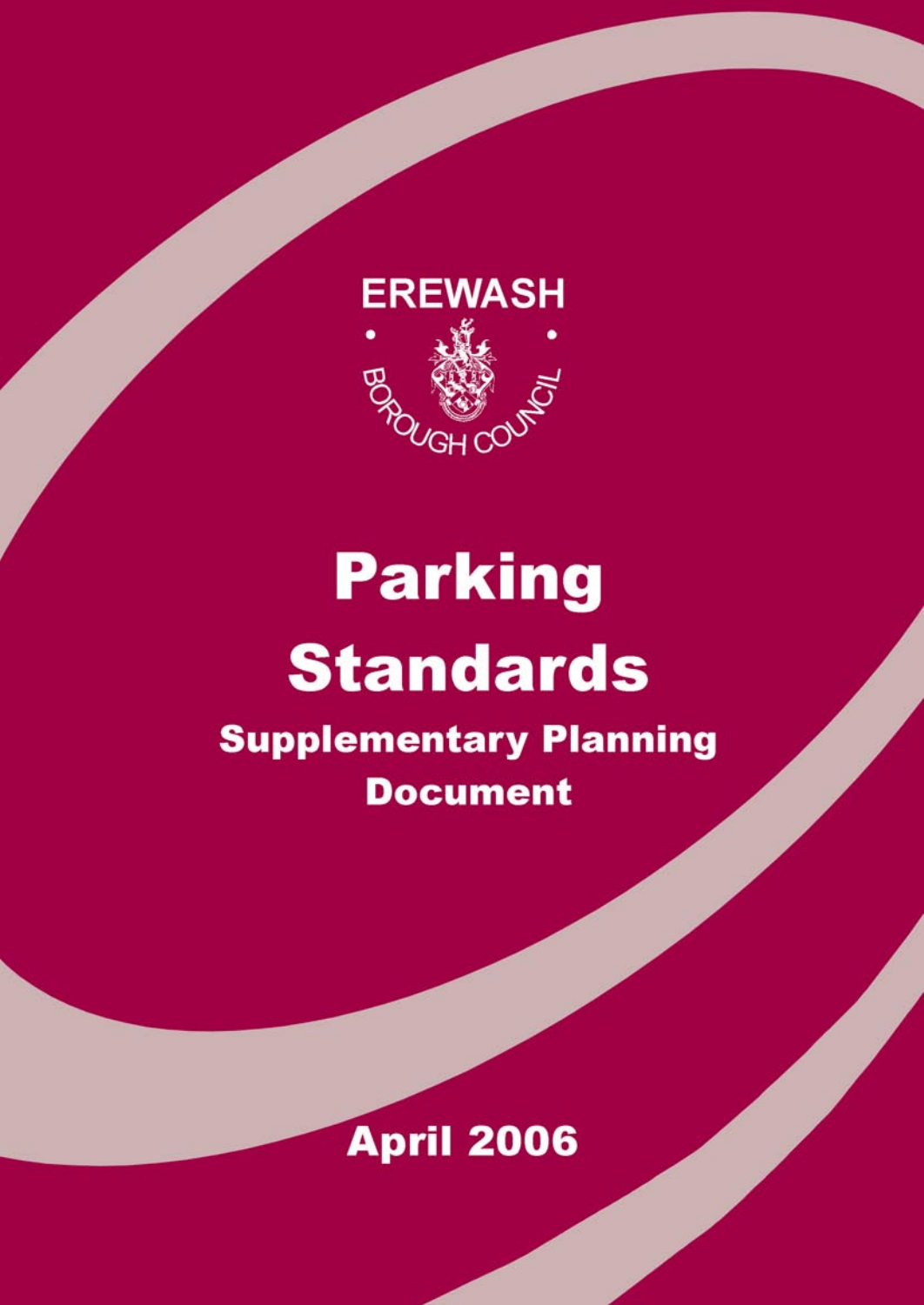EREWASH

BOROUGH COUNCIL

# Parking Standards

## Supplementary Planning Document

**April 2006**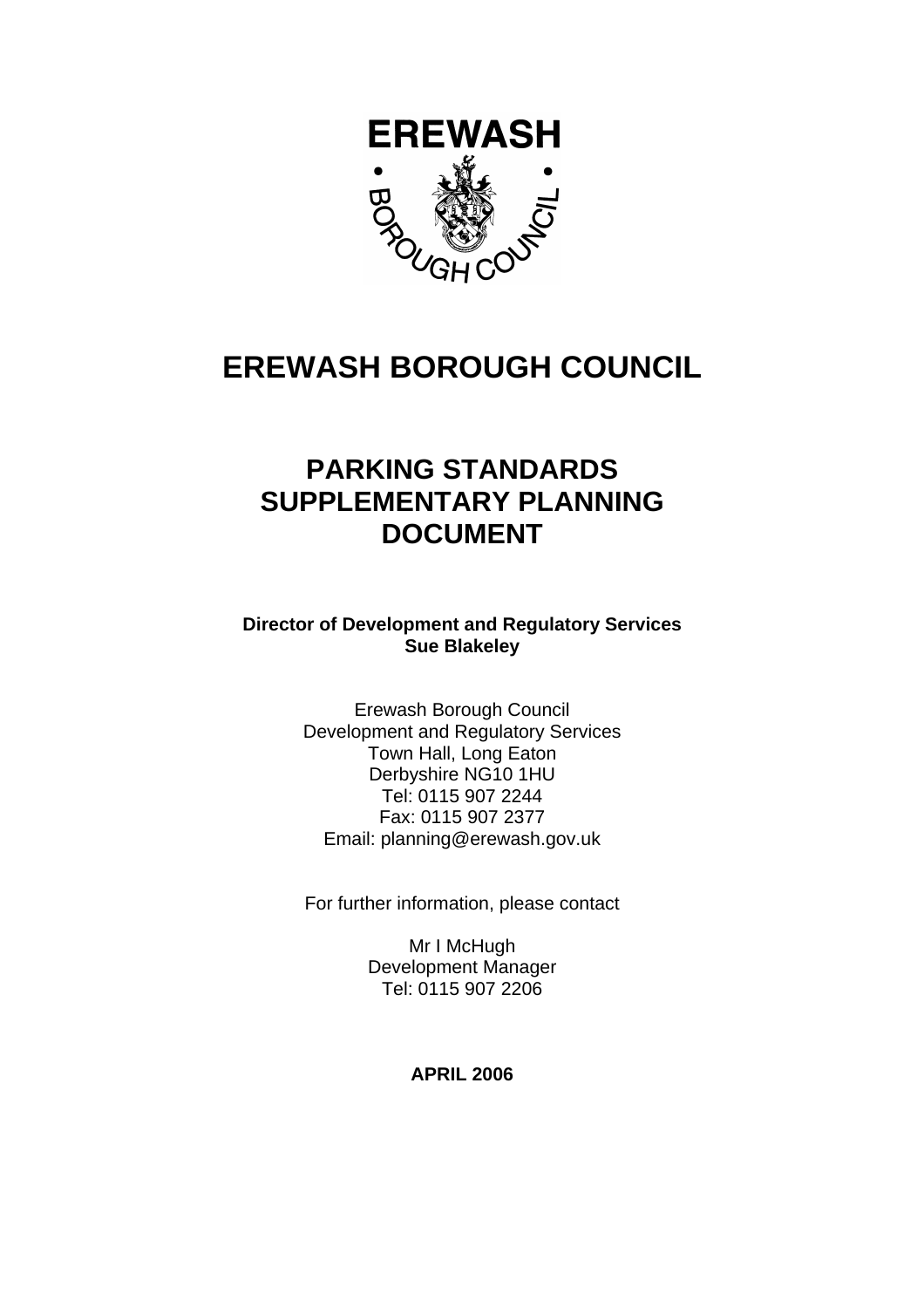# EREWASH BOROUGH COUNCIL

## PARKING STANDARDS SUPPLEMENTARY PLANNING DOCUMENT

**Director of Development and Regulatory Services**
**Sue Blakeley**

Erewash Borough Council
Development and Regulatory Services
Town Hall, Long Eaton
Derbyshire NG10 1HU
Tel: 0115 907 2244
Fax: 0115 907 2377
Email: planning@erewash.gov.uk

For further information, please contact

Mr I McHugh
Development Manager
Tel: 0115 907 2206

**APRIL 2006**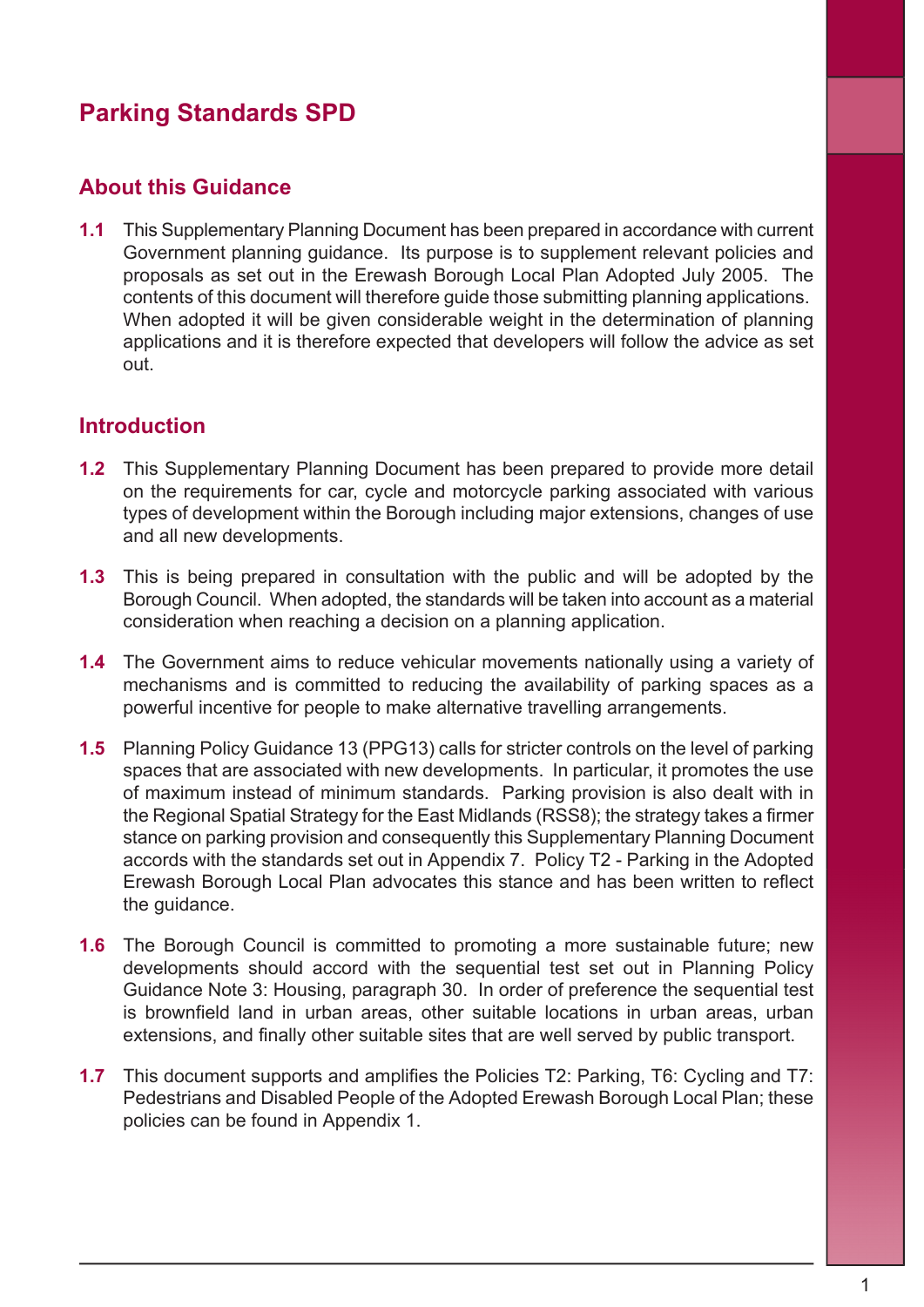# Parking Standards SPD

## About this Guidance

**1.1** This Supplementary Planning Document has been prepared in accordance with current Government planning guidance. Its purpose is to supplement relevant policies and proposals as set out in the Erewash Borough Local Plan Adopted July 2005. The contents of this document will therefore guide those submitting planning applications. When adopted it will be given considerable weight in the determination of planning applications and it is therefore expected that developers will follow the advice as set out.

## Introduction

**1.2** This Supplementary Planning Document has been prepared to provide more detail on the requirements for car, cycle and motorcycle parking associated with various types of development within the Borough including major extensions, changes of use and all new developments.

**1.3** This is being prepared in consultation with the public and will be adopted by the Borough Council. When adopted, the standards will be taken into account as a material consideration when reaching a decision on a planning application.

**1.4** The Government aims to reduce vehicular movements nationally using a variety of mechanisms and is committed to reducing the availability of parking spaces as a powerful incentive for people to make alternative travelling arrangements.

**1.5** Planning Policy Guidance 13 (PPG13) calls for stricter controls on the level of parking spaces that are associated with new developments. In particular, it promotes the use of maximum instead of minimum standards. Parking provision is also dealt with in the Regional Spatial Strategy for the East Midlands (RSS8); the strategy takes a firmer stance on parking provision and consequently this Supplementary Planning Document accords with the standards set out in Appendix 7. Policy T2 - Parking in the Adopted Erewash Borough Local Plan advocates this stance and has been written to reflect the guidance.

**1.6** The Borough Council is committed to promoting a more sustainable future; new developments should accord with the sequential test set out in Planning Policy Guidance Note 3: Housing, paragraph 30. In order of preference the sequential test is brownfield land in urban areas, other suitable locations in urban areas, urban extensions, and finally other suitable sites that are well served by public transport.

**1.7** This document supports and amplifies the Policies T2: Parking, T6: Cycling and T7: Pedestrians and Disabled People of the Adopted Erewash Borough Local Plan; these policies can be found in Appendix 1.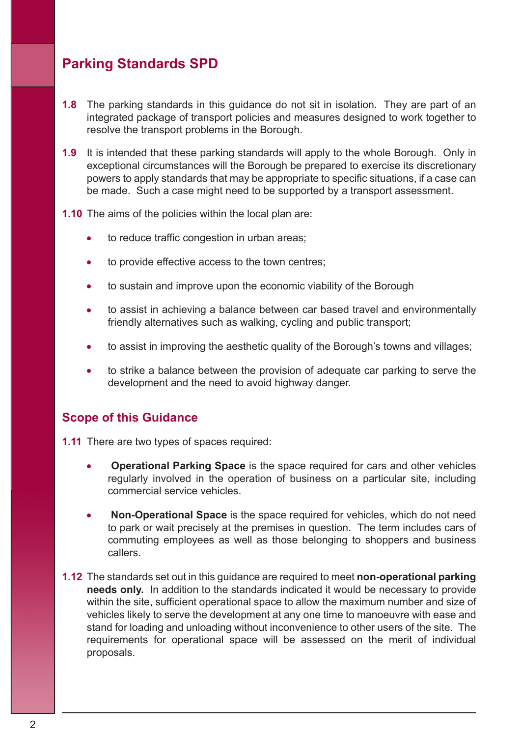## Parking Standards SPD

**1.8** The parking standards in this guidance do not sit in isolation. They are part of an integrated package of transport policies and measures designed to work together to resolve the transport problems in the Borough.

**1.9** It is intended that these parking standards will apply to the whole Borough. Only in exceptional circumstances will the Borough be prepared to exercise its discretionary powers to apply standards that may be appropriate to specific situations, if a case can be made. Such a case might need to be supported by a transport assessment.

**1.10** The aims of the policies within the local plan are:

- to reduce traffic congestion in urban areas;
- to provide effective access to the town centres;
- to sustain and improve upon the economic viability of the Borough
- to assist in achieving a balance between car based travel and environmentally friendly alternatives such as walking, cycling and public transport;
- to assist in improving the aesthetic quality of the Borough's towns and villages;
- to strike a balance between the provision of adequate car parking to serve the development and the need to avoid highway danger.

## Scope of this Guidance

**1.11** There are two types of spaces required:

- **Operational Parking Space** is the space required for cars and other vehicles regularly involved in the operation of business on a particular site, including commercial service vehicles.
- **Non-Operational Space** is the space required for vehicles, which do not need to park or wait precisely at the premises in question. The term includes cars of commuting employees as well as those belonging to shoppers and business callers.

**1.12** The standards set out in this guidance are required to meet **non-operational parking needs only.** In addition to the standards indicated it would be necessary to provide within the site, sufficient operational space to allow the maximum number and size of vehicles likely to serve the development at any one time to manoeuvre with ease and stand for loading and unloading without inconvenience to other users of the site. The requirements for operational space will be assessed on the merit of individual proposals.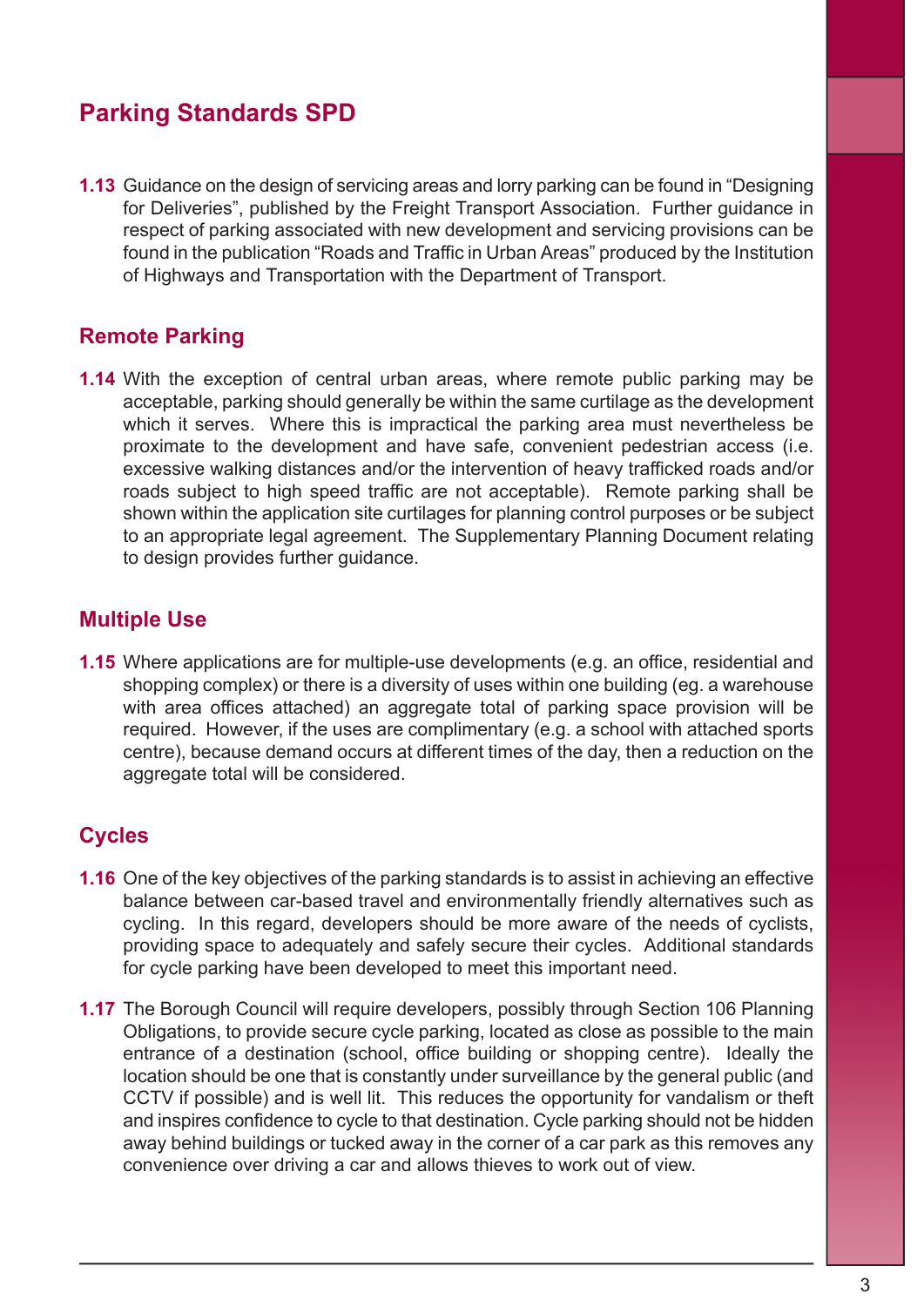# Parking Standards SPD

**1.13** Guidance on the design of servicing areas and lorry parking can be found in “Designing for Deliveries”, published by the Freight Transport Association. Further guidance in respect of parking associated with new development and servicing provisions can be found in the publication “Roads and Traffic in Urban Areas” produced by the Institution of Highways and Transportation with the Department of Transport.

## Remote Parking

**1.14** With the exception of central urban areas, where remote public parking may be acceptable, parking should generally be within the same curtilage as the development which it serves. Where this is impractical the parking area must nevertheless be proximate to the development and have safe, convenient pedestrian access (i.e. excessive walking distances and/or the intervention of heavy trafficked roads and/or roads subject to high speed traffic are not acceptable). Remote parking shall be shown within the application site curtilages for planning control purposes or be subject to an appropriate legal agreement. The Supplementary Planning Document relating to design provides further guidance.

## Multiple Use

**1.15** Where applications are for multiple-use developments (e.g. an office, residential and shopping complex) or there is a diversity of uses within one building (eg. a warehouse with area offices attached) an aggregate total of parking space provision will be required. However, if the uses are complimentary (e.g. a school with attached sports centre), because demand occurs at different times of the day, then a reduction on the aggregate total will be considered.

## Cycles

**1.16** One of the key objectives of the parking standards is to assist in achieving an effective balance between car-based travel and environmentally friendly alternatives such as cycling. In this regard, developers should be more aware of the needs of cyclists, providing space to adequately and safely secure their cycles. Additional standards for cycle parking have been developed to meet this important need.

**1.17** The Borough Council will require developers, possibly through Section 106 Planning Obligations, to provide secure cycle parking, located as close as possible to the main entrance of a destination (school, office building or shopping centre). Ideally the location should be one that is constantly under surveillance by the general public (and CCTV if possible) and is well lit. This reduces the opportunity for vandalism or theft and inspires confidence to cycle to that destination. Cycle parking should not be hidden away behind buildings or tucked away in the corner of a car park as this removes any convenience over driving a car and allows thieves to work out of view.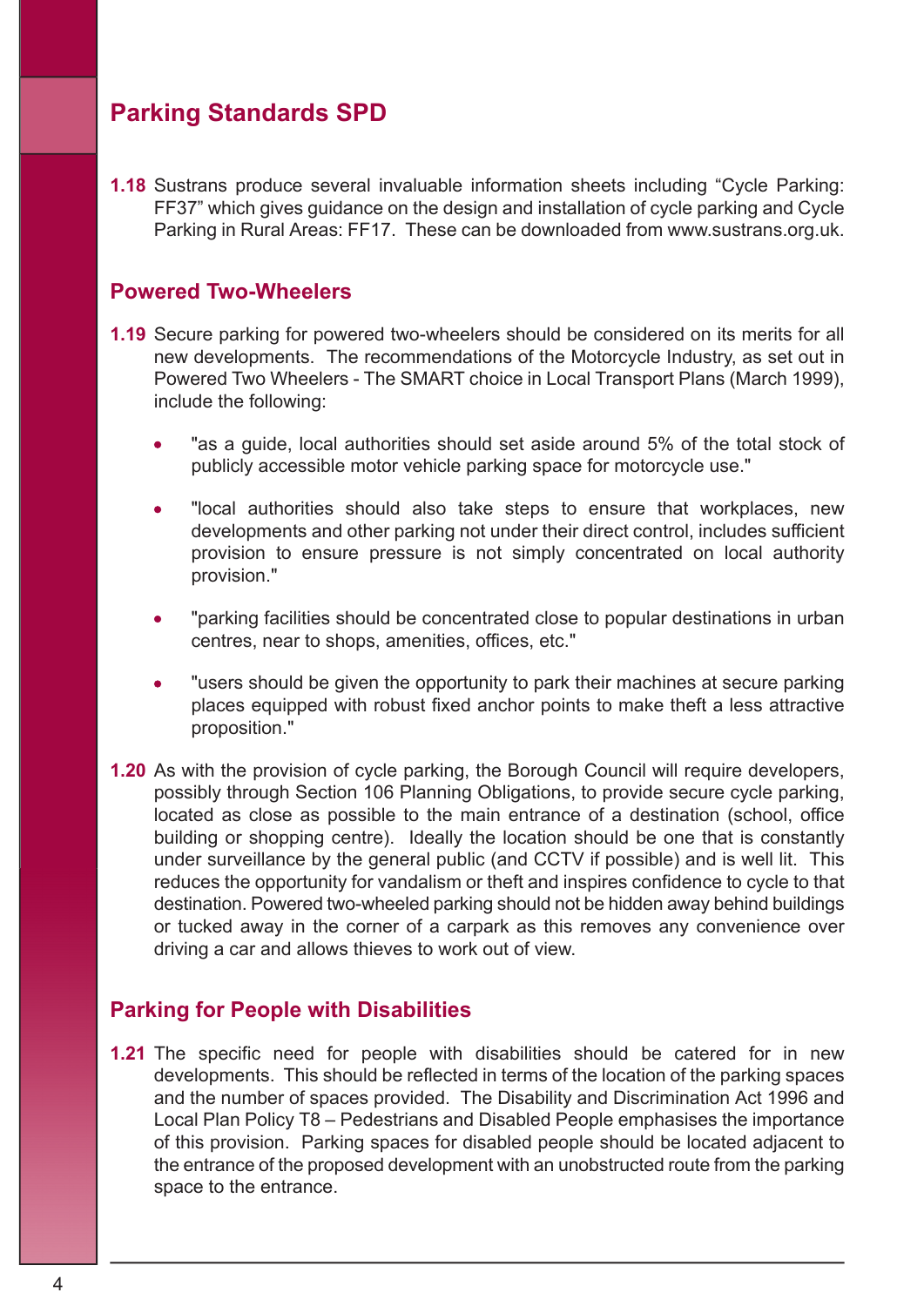# Parking Standards SPD

**1.18** Sustrans produce several invaluable information sheets including “Cycle Parking: FF37” which gives guidance on the design and installation of cycle parking and Cycle Parking in Rural Areas: FF17. These can be downloaded from www.sustrans.org.uk.

## Powered Two-Wheelers

**1.19** Secure parking for powered two-wheelers should be considered on its merits for all new developments. The recommendations of the Motorcycle Industry, as set out in Powered Two Wheelers - The SMART choice in Local Transport Plans (March 1999), include the following:

- "as a guide, local authorities should set aside around 5% of the total stock of publicly accessible motor vehicle parking space for motorcycle use."
- "local authorities should also take steps to ensure that workplaces, new developments and other parking not under their direct control, includes sufficient provision to ensure pressure is not simply concentrated on local authority provision."
- "parking facilities should be concentrated close to popular destinations in urban centres, near to shops, amenities, offices, etc."
- "users should be given the opportunity to park their machines at secure parking places equipped with robust fixed anchor points to make theft a less attractive proposition."

**1.20** As with the provision of cycle parking, the Borough Council will require developers, possibly through Section 106 Planning Obligations, to provide secure cycle parking, located as close as possible to the main entrance of a destination (school, office building or shopping centre). Ideally the location should be one that is constantly under surveillance by the general public (and CCTV if possible) and is well lit. This reduces the opportunity for vandalism or theft and inspires confidence to cycle to that destination. Powered two-wheeled parking should not be hidden away behind buildings or tucked away in the corner of a carpark as this removes any convenience over driving a car and allows thieves to work out of view.

## Parking for People with Disabilities

**1.21** The specific need for people with disabilities should be catered for in new developments. This should be reflected in terms of the location of the parking spaces and the number of spaces provided. The Disability and Discrimination Act 1996 and Local Plan Policy T8 – Pedestrians and Disabled People emphasises the importance of this provision. Parking spaces for disabled people should be located adjacent to the entrance of the proposed development with an unobstructed route from the parking space to the entrance.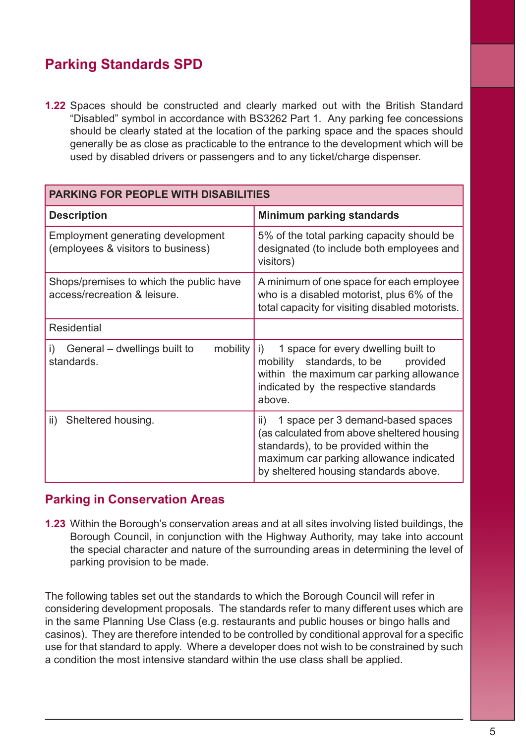## Parking Standards SPD

**1.22** Spaces should be constructed and clearly marked out with the British Standard "Disabled" symbol in accordance with BS3262 Part 1. Any parking fee concessions should be clearly stated at the location of the parking space and the spaces should generally be as close as practicable to the entrance to the development which will be used by disabled drivers or passengers and to any ticket/charge dispenser.

| PARKING FOR PEOPLE WITH DISABILITIES | |
|---|---|
| **Description** | **Minimum parking standards** |
| Employment generating development (employees & visitors to business) | 5% of the total parking capacity should be designated (to include both employees and visitors) |
| Shops/premises to which the public have access/recreation & leisure. | A minimum of one space for each employee who is a disabled motorist, plus 6% of the total capacity for visiting disabled motorists. |
| Residential | |
| i) General – dwellings built to mobility standards. | i) 1 space for every dwelling built to mobility standards, to be provided within the maximum car parking allowance indicated by the respective standards above. |
| ii) Sheltered housing. | ii) 1 space per 3 demand-based spaces (as calculated from above sheltered housing standards), to be provided within the maximum car parking allowance indicated by sheltered housing standards above. |

### Parking in Conservation Areas

**1.23** Within the Borough's conservation areas and at all sites involving listed buildings, the Borough Council, in conjunction with the Highway Authority, may take into account the special character and nature of the surrounding areas in determining the level of parking provision to be made.

The following tables set out the standards to which the Borough Council will refer in considering development proposals. The standards refer to many different uses which are in the same Planning Use Class (e.g. restaurants and public houses or bingo halls and casinos). They are therefore intended to be controlled by conditional approval for a specific use for that standard to apply. Where a developer does not wish to be constrained by such a condition the most intensive standard within the use class shall be applied.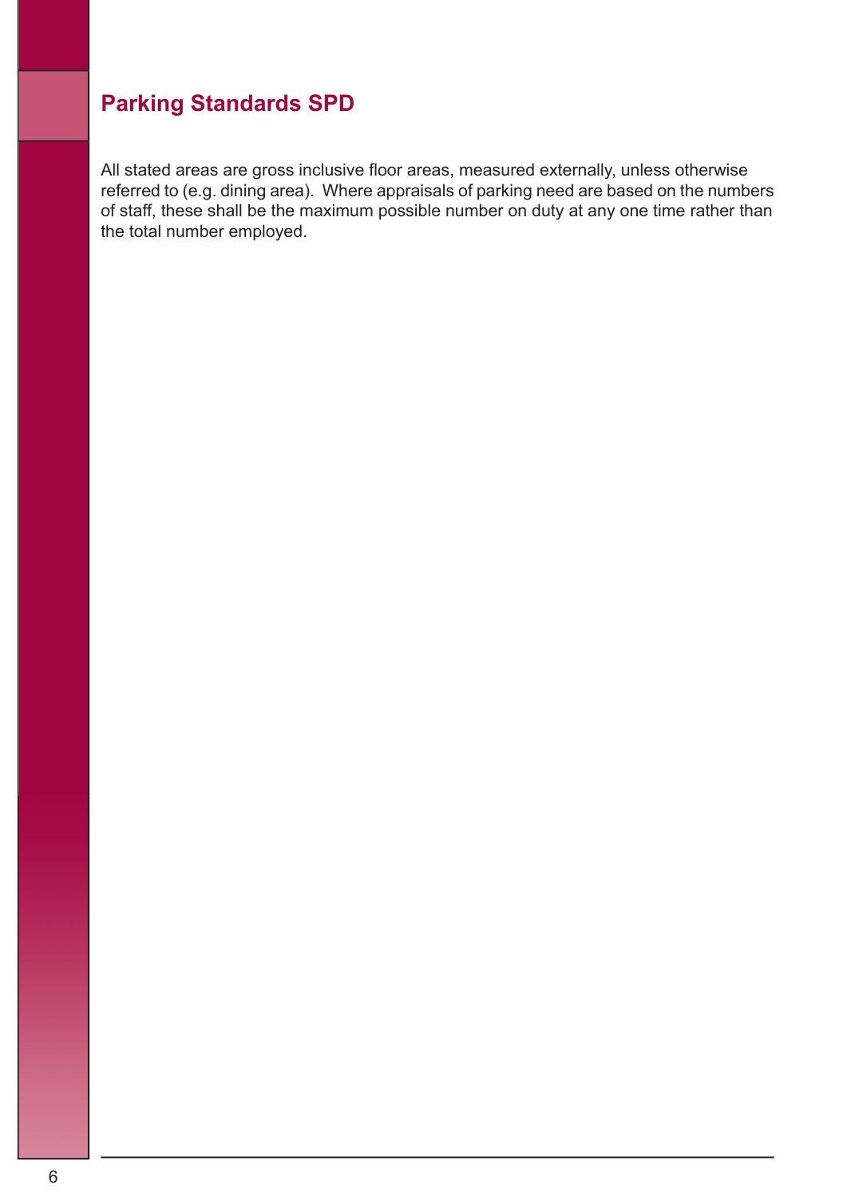## Parking Standards SPD

All stated areas are gross inclusive floor areas, measured externally, unless otherwise referred to (e.g. dining area). Where appraisals of parking need are based on the numbers of staff, these shall be the maximum possible number on duty at any one time rather than the total number employed.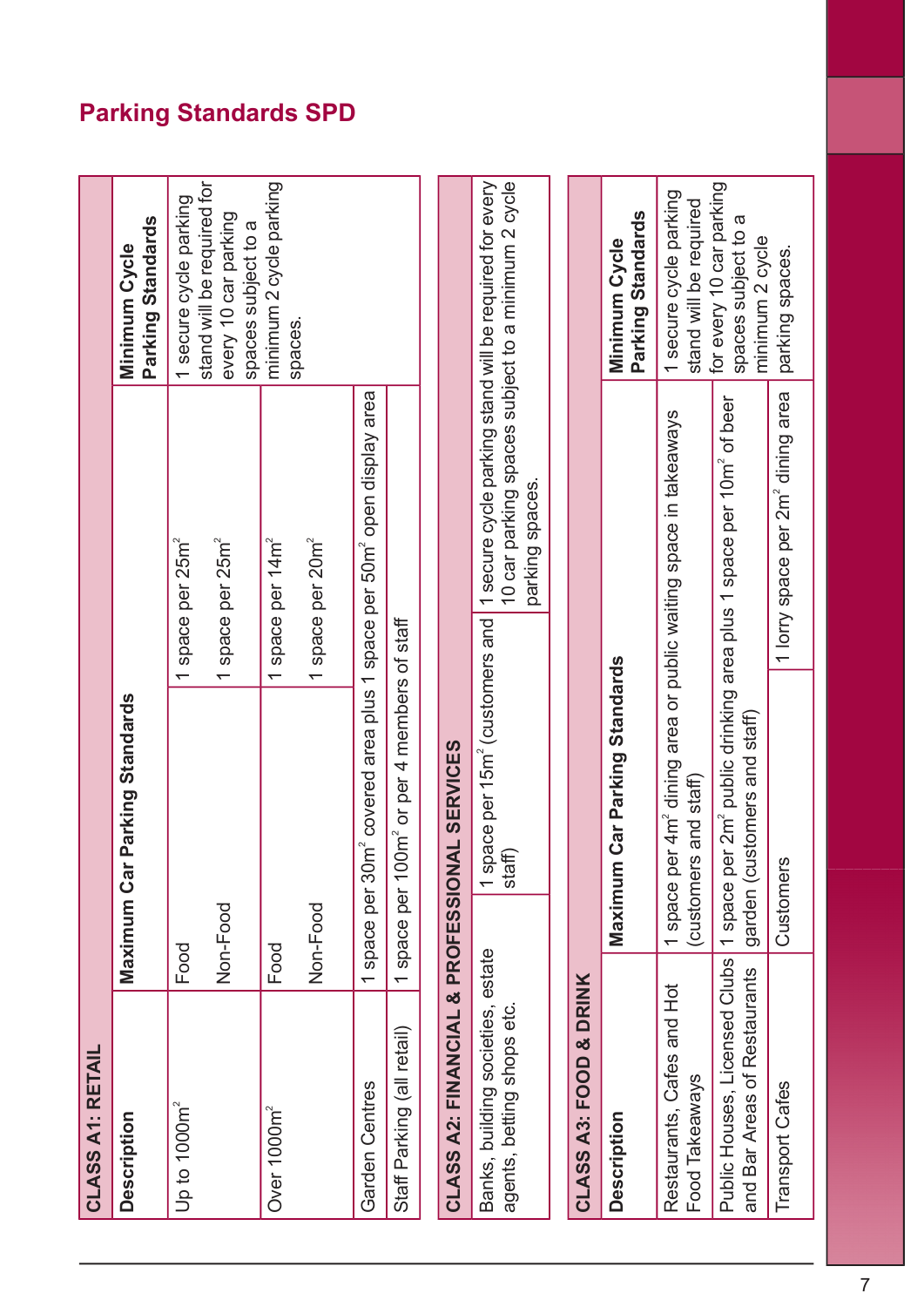## Parking Standards SPD

| CLASS A1: RETAIL | | | |
|---|---|---|---|
| **Description** | **Maximum Car Parking Standards** | | **Minimum Cycle Parking Standards** |
| Up to 1000m$^2$ | Food | 1 space per 25m$^2$ | 1 secure cycle parking stand will be required for every 10 car parking spaces subject to a minimum 2 cycle parking spaces. |
| | Non-Food | 1 space per 25m$^2$ | |
| Over 1000m$^2$ | Food | 1 space per 14m$^2$ | |
| | Non-Food | 1 space per 20m$^2$ | |
| Garden Centres | 1 space per 30m$^2$ covered area plus 1 space per 50m$^2$ open display area | | |
| Staff Parking (all retail) | 1 space per 100m$^2$ or per 4 members of staff | | |

| CLASS A2: FINANCIAL & PROFESSIONAL SERVICES | | |
|---|---|---|
| Banks, building societies, estate agents, betting shops etc. | 1 space per 15m$^2$ (customers and staff) | 1 secure cycle parking stand will be required for every 10 car parking spaces subject to a minimum 2 cycle parking spaces. |

| CLASS A3: FOOD & DRINK | | | |
|---|---|---|---|
| **Description** | **Maximum Car Parking Standards** | | **Minimum Cycle Parking Standards** |
| Restaurants, Cafes and Hot Food Takeaways | 1 space per 4m$^2$ dining area or public waiting space in takeaways (customers and staff) | | 1 secure cycle parking stand will be required for every 10 car parking spaces subject to a minimum 2 cycle parking spaces. |
| Public Houses, Licensed Clubs and Bar Areas of Restaurants | 1 space per 2m$^2$ public drinking area plus 1 space per 10m$^2$ of beer garden (customers and staff) | | |
| Transport Cafes | Customers | 1 lorry space per 2m$^2$ dining area | |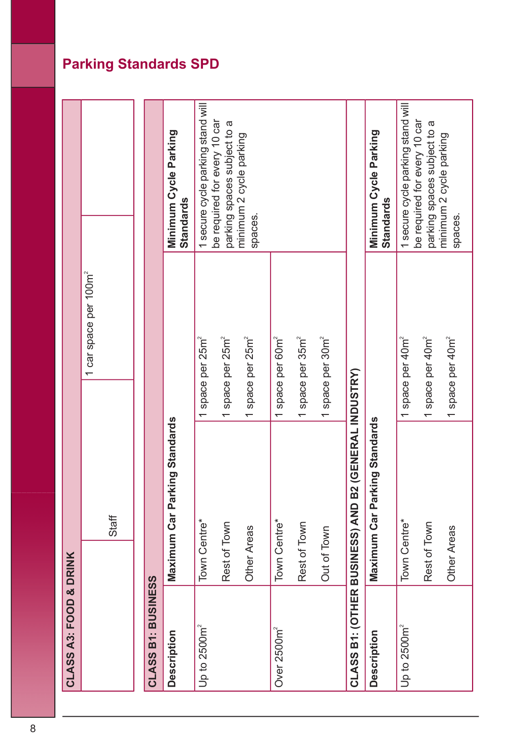## Parking Standards SPD

| CLASS A3: FOOD & DRINK | | |
|---|---|---|
| | Staff | 1 car space per 100m$^2$ |

| CLASS B1: BUSINESS | | | |
|---|---|---|---|
| **Description** | **Maximum Car Parking Standards** | | **Minimum Cycle Parking Standards** |
| Up to 2500m$^2$ | Town Centre* | 1 space per 25m$^2$ | 1 secure cycle parking stand will be required for every 10 car parking spaces subject to a minimum 2 cycle parking spaces. |
| | Rest of Town | 1 space per 25m$^2$ | |
| | Other Areas | 1 space per 25m$^2$ | |
| Over 2500m$^2$ | Town Centre* | 1 space per 60m$^2$ | |
| | Rest of Town | 1 space per 35m$^2$ | |
| | Out of Town | 1 space per 30m$^2$ | |

| CLASS B1: (OTHER BUSINESS) AND B2 (GENERAL INDUSTRY) | | | |
|---|---|---|---|
| **Description** | **Maximum Car Parking Standards** | | **Minimum Cycle Parking Standards** |
| Up to 2500m$^2$ | Town Centre* | 1 space per 40m$^2$ | 1 secure cycle parking stand will be required for every 10 car parking spaces subject to a minimum 2 cycle parking spaces. |
| | Rest of Town | 1 space per 40m$^2$ | |
| | Other Areas | 1 space per 40m$^2$ | |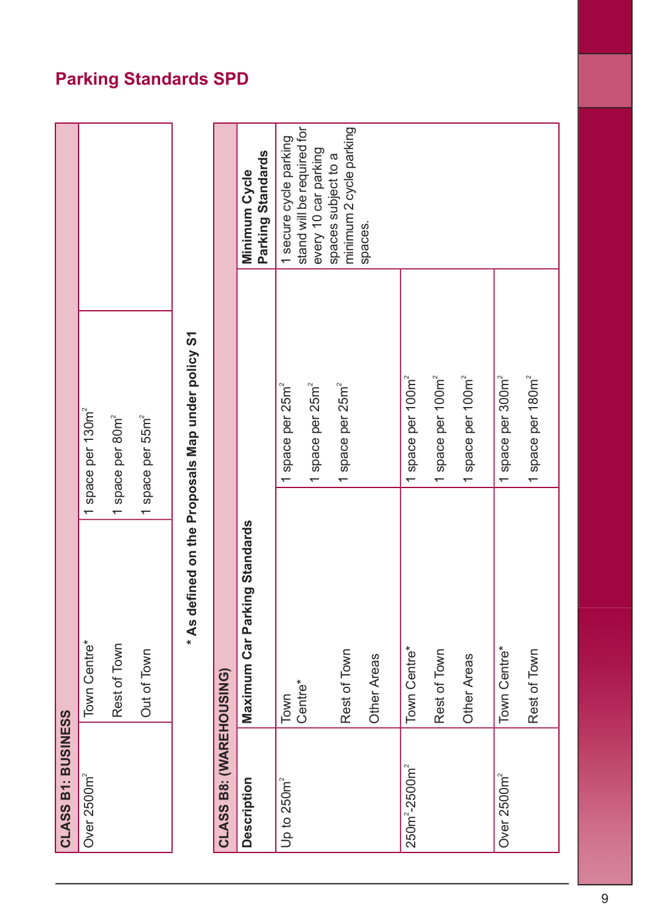## Parking Standards SPD

| CLASS B1: BUSINESS | | |
|---|---|---|
| Over 2500m$^2$ | Town Centre* | 1 space per 130m$^2$ |
| | Rest of Town | 1 space per 80m$^2$ |
| | Out of Town | 1 space per 55m$^2$ |

**\* As defined on the Proposals Map under policy S1**

| CLASS B8: (WAREHOUSING) | | | |
|---|---|---|---|
| **Description** | **Maximum Car Parking Standards** | | **Minimum Cycle Parking Standards** |
| Up to 250m$^2$ | Town Centre* | 1 space per 25m$^2$ | 1 secure cycle parking stand will be required for every 10 car parking spaces subject to a minimum 2 cycle parking spaces. |
| | Rest of Town | 1 space per 25m$^2$ | |
| | Other Areas | 1 space per 25m$^2$ | |
| 250m$^2$-2500m$^2$ | Town Centre* | 1 space per 100m$^2$ | |
| | Rest of Town | 1 space per 100m$^2$ | |
| | Other Areas | 1 space per 100m$^2$ | |
| Over 2500m$^2$ | Town Centre* | 1 space per 300m$^2$ | |
| | Rest of Town | 1 space per 180m$^2$ | |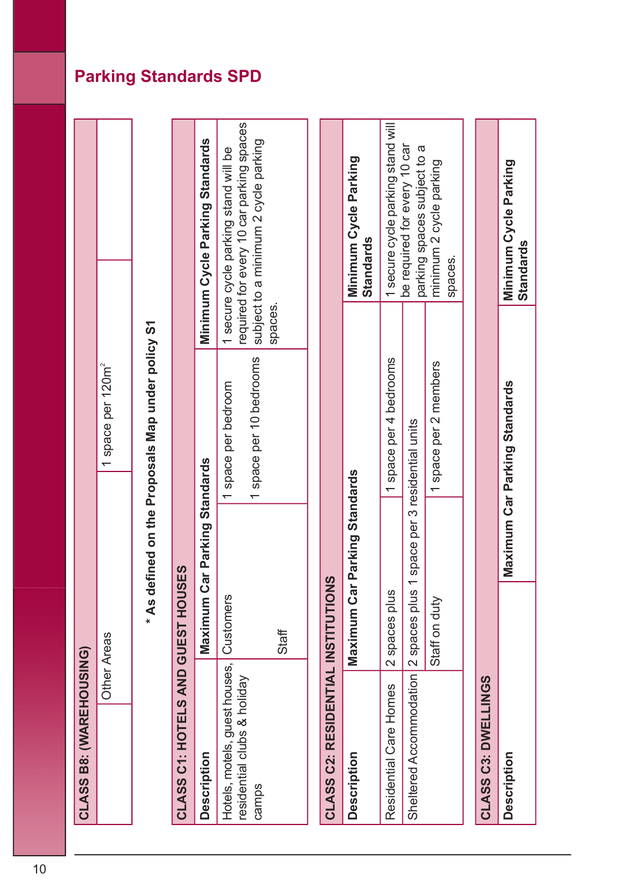## Parking Standards SPD

| CLASS B8: (WAREHOUSING) | | |
|---|---|---|
| | Other Areas | 1 space per 120m$^2$ |

**\* As defined on the Proposals Map under policy S1**

| CLASS C1: HOTELS AND GUEST HOUSES | | | |
|---|---|---|---|
| **Description** | **Maximum Car Parking Standards** | | **Minimum Cycle Parking Standards** |
| Hotels, motels, guest houses, residential clubs & holiday camps | Customers | 1 space per bedroom | 1 secure cycle parking stand will be required for every 10 car parking spaces subject to a minimum 2 cycle parking spaces. |
| | Staff | 1 space per 10 bedrooms | |

| CLASS C2: RESIDENTIAL INSTITUTIONS | | | |
|---|---|---|---|
| **Description** | **Maximum Car Parking Standards** | | **Minimum Cycle Parking Standards** |
| Residential Care Homes | 2 spaces plus | 1 space per 4 bedrooms | 1 secure cycle parking stand will be required for every 10 car parking spaces subject to a minimum 2 cycle parking spaces. |
| Sheltered Accommodation | 2 spaces plus 1 space per 3 residential units | | |
| | Staff on duty | 1 space per 2 members | |

| CLASS C3: DWELLINGS | | |
|---|---|---|
| **Description** | **Maximum Car Parking Standards** | **Minimum Cycle Parking Standards** |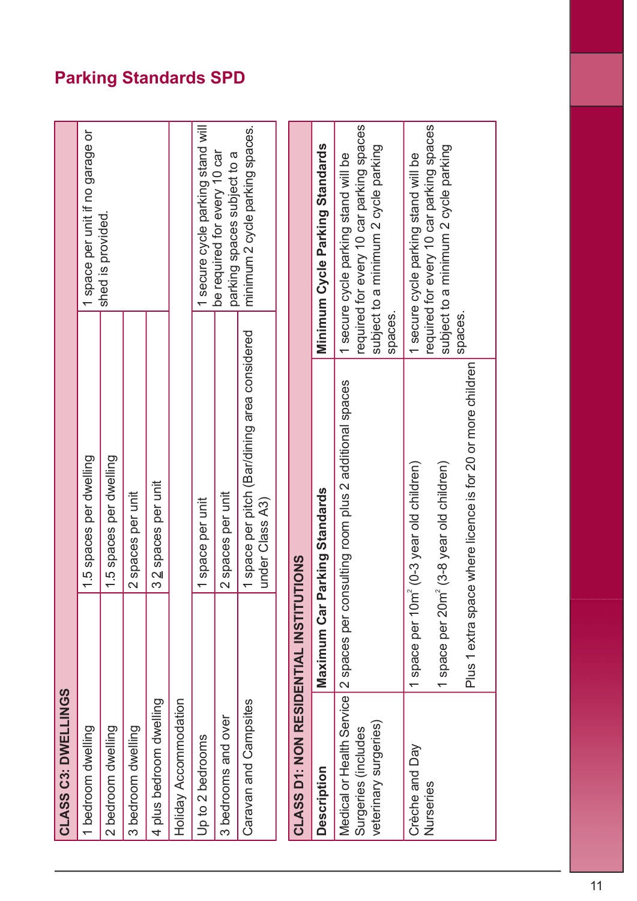## Parking Standards SPD

| CLASS C3: DWELLINGS | | |
|---|---|---|
| 1 bedroom dwelling | 1.5 spaces per dwelling | 1 space per unit if no garage or shed is provided. |
| 2 bedroom dwelling | 1.5 spaces per dwelling | |
| 3 bedroom dwelling | 2 spaces per unit | |
| 4 plus bedroom dwelling | 3 2 spaces per unit | |
| Holiday Accommodation | | |
| Up to 2 bedrooms | 1 space per unit | 1 secure cycle parking stand will be required for every 10 car parking spaces subject to a minimum 2 cycle parking spaces. |
| 3 bedrooms and over | 2 spaces per unit | |
| Caravan and Campsites | 1 space per pitch (Bar/dining area considered under Class A3) | |

| CLASS D1: NON RESIDENTIAL INSTITUTIONS | | |
|---|---|---|
| **Description** | **Maximum Car Parking Standards** | **Minimum Cycle Parking Standards** |
| Medical or Health Service Surgeries (includes veterinary surgeries) | 2 spaces per consulting room plus 2 additional spaces | 1 secure cycle parking stand will be required for every 10 car parking spaces subject to a minimum 2 cycle parking spaces. |
| Crèche and Day Nurseries | 1 space per $10m^2$ (0-3 year old children)<br><br>1 space per $20m^2$ (3-8 year old children)<br><br>Plus 1 extra space where licence is for 20 or more children | 1 secure cycle parking stand will be required for every 10 car parking spaces subject to a minimum 2 cycle parking spaces. |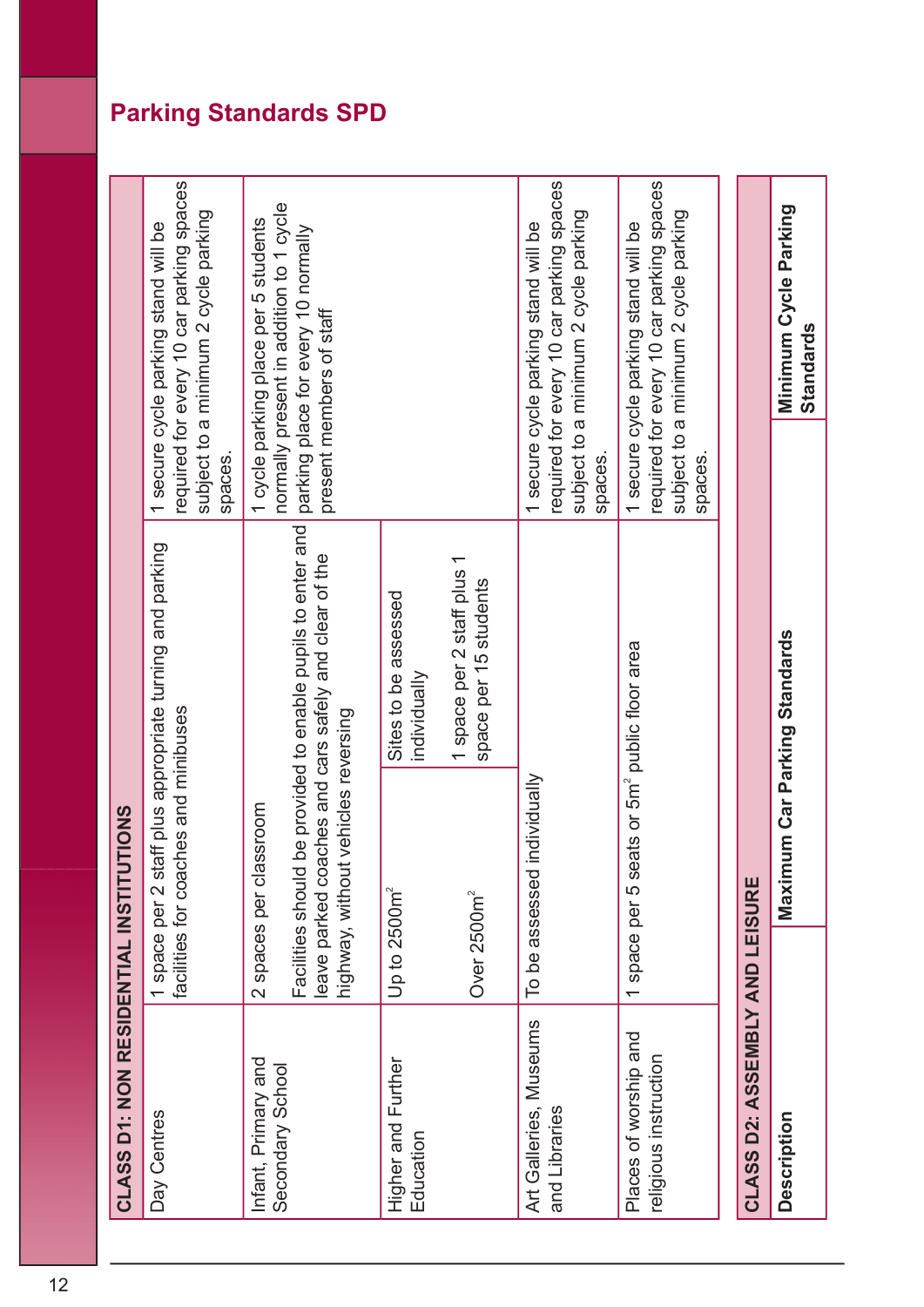## Parking Standards SPD

| CLASS D1: NON RESIDENTIAL INSTITUTIONS | | | |
|---|---|---|---|
| Day Centres | 1 space per 2 staff plus appropriate turning and parking facilities for coaches and minibuses | | 1 secure cycle parking stand will be required for every 10 car parking spaces subject to a minimum 2 cycle parking spaces. |
| Infant, Primary and Secondary School | 2 spaces per classroom<br><br>Facilities should be provided to enable pupils to enter and leave parked coaches and cars safely and clear of the highway, without vehicles reversing | | 1 cycle parking place per 5 students normally present in addition to 1 cycle parking place for every 10 normally present members of staff |
| Higher and Further Education | Up to 2500m$^2$ | Sites to be assessed individually | |
| | Over 2500m$^2$ | 1 space per 2 staff plus 1 space per 15 students | |
| Art Galleries, Museums and Libraries | To be assessed individually | | 1 secure cycle parking stand will be required for every 10 car parking spaces subject to a minimum 2 cycle parking spaces. |
| Places of worship and religious instruction | 1 space per 5 seats or 5m$^2$ public floor area | | 1 secure cycle parking stand will be required for every 10 car parking spaces subject to a minimum 2 cycle parking spaces. |

| CLASS D2: ASSEMBLY AND LEISURE | | |
|---|---|---|
| **Description** | **Maximum Car Parking Standards** | **Minimum Cycle Parking Standards** |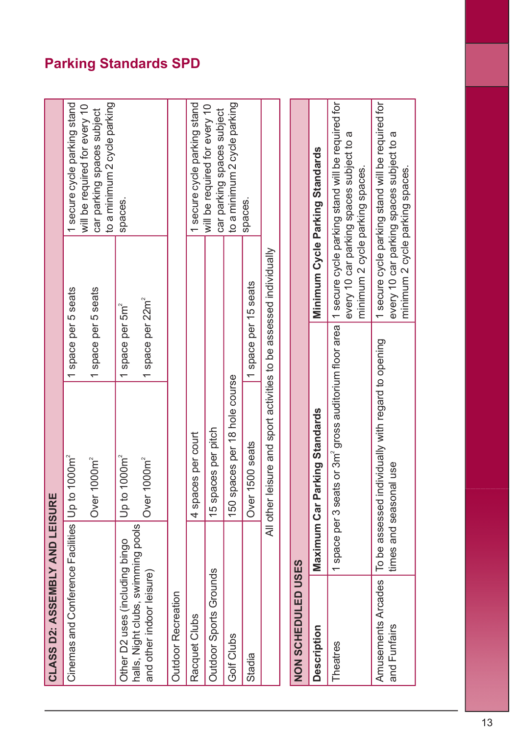## Parking Standards SPD

| CLASS D2: ASSEMBLY AND LEISURE | | | |
|---|---|---|---|
| Cinemas and Conference Facilities | Up to 1000m² | 1 space per 5 seats | 1 secure cycle parking stand will be required for every 10 car parking spaces subject to a minimum 2 cycle parking spaces. |
| | Over 1000m² | 1 space per 5 seats | |
| Other D2 uses (including bingo halls, Night clubs, swimming pools and other indoor leisure) | Up to 1000m² | 1 space per 5m² | |
| | Over 1000m² | 1 space per 22m² | |
| Outdoor Recreation | | | |
| Racquet Clubs | 4 spaces per court | | 1 secure cycle parking stand will be required for every 10 car parking spaces subject to a minimum 2 cycle parking spaces. |
| Outdoor Sports Grounds | 15 spaces per pitch | | |
| Golf Clubs | 150 spaces per 18 hole course | | |
| Stadia | Over 1500 seats | 1 space per 15 seats | |
| | All other leisure and sport activities to be assessed individually | | |

| NON SCHEDULED USES | | |
|---|---|---|
| **Description** | **Maximum Car Parking Standards** | **Minimum Cycle Parking Standards** |
| Theatres | 1 space per 3 seats or 3m² gross auditorium floor area | 1 secure cycle parking stand will be required for every 10 car parking spaces subject to a minimum 2 cycle parking spaces. |
| Amusements Arcades and Funfairs | To be assessed individually with regard to opening times and seasonal use | 1 secure cycle parking stand will be required for every 10 car parking spaces subject to a minimum 2 cycle parking spaces. |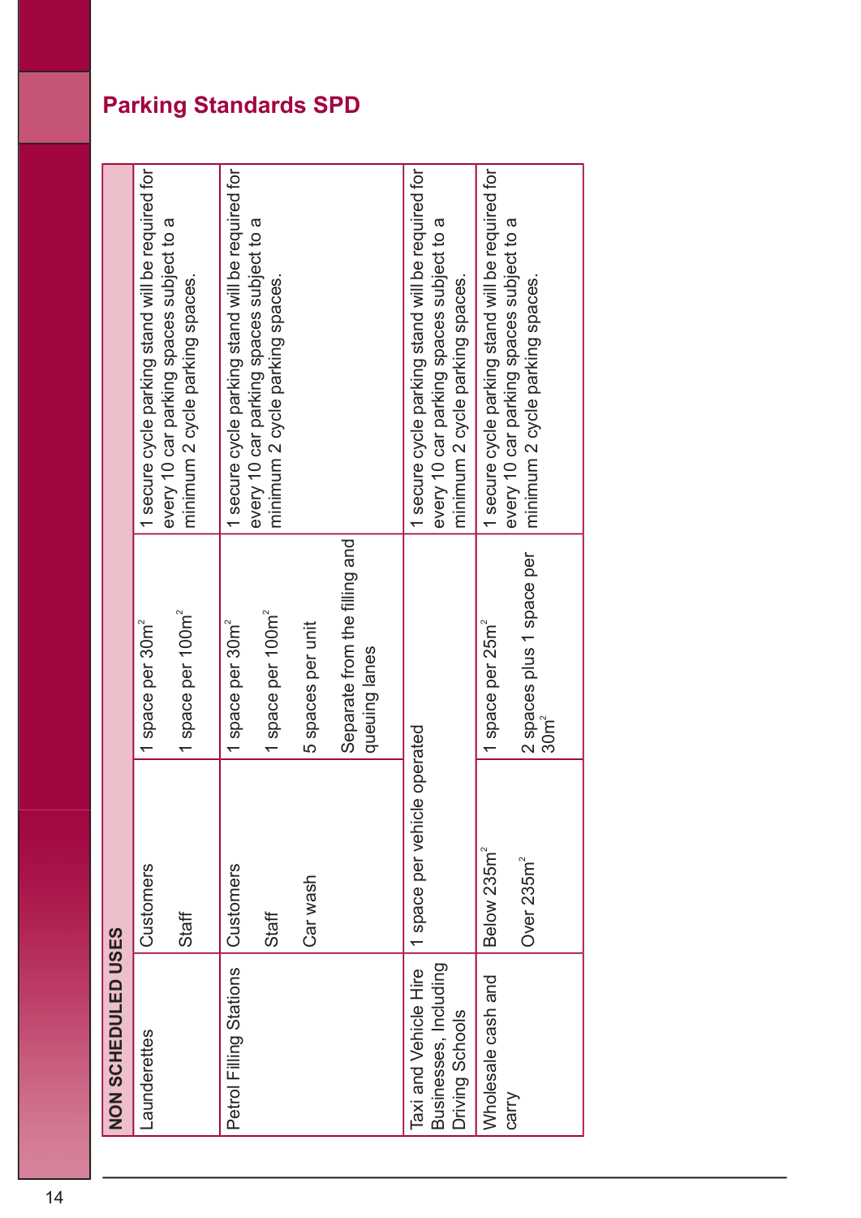## Parking Standards SPD

| NON SCHEDULED USES | | | |
|---|---|---|---|
| Launderettes | Customers<br>Staff | 1 space per $30m^2$<br>1 space per $100m^2$ | 1 secure cycle parking stand will be required for every 10 car parking spaces subject to a minimum 2 cycle parking spaces. |
| Petrol Filling Stations | Customers<br>Staff<br>Car wash | 1 space per $30m^2$<br>1 space per $100m^2$<br>5 spaces per unit<br>Separate from the filling and queuing lanes | 1 secure cycle parking stand will be required for every 10 car parking spaces subject to a minimum 2 cycle parking spaces. |
| Taxi and Vehicle Hire Businesses, Including Driving Schools | 1 space per vehicle operated | | 1 secure cycle parking stand will be required for every 10 car parking spaces subject to a minimum 2 cycle parking spaces. |
| Wholesale cash and carry | Below $235m^2$<br>Over $235m^2$ | 1 space per $25m^2$<br>2 spaces plus 1 space per $30m^2$ | 1 secure cycle parking stand will be required for every 10 car parking spaces subject to a minimum 2 cycle parking spaces. |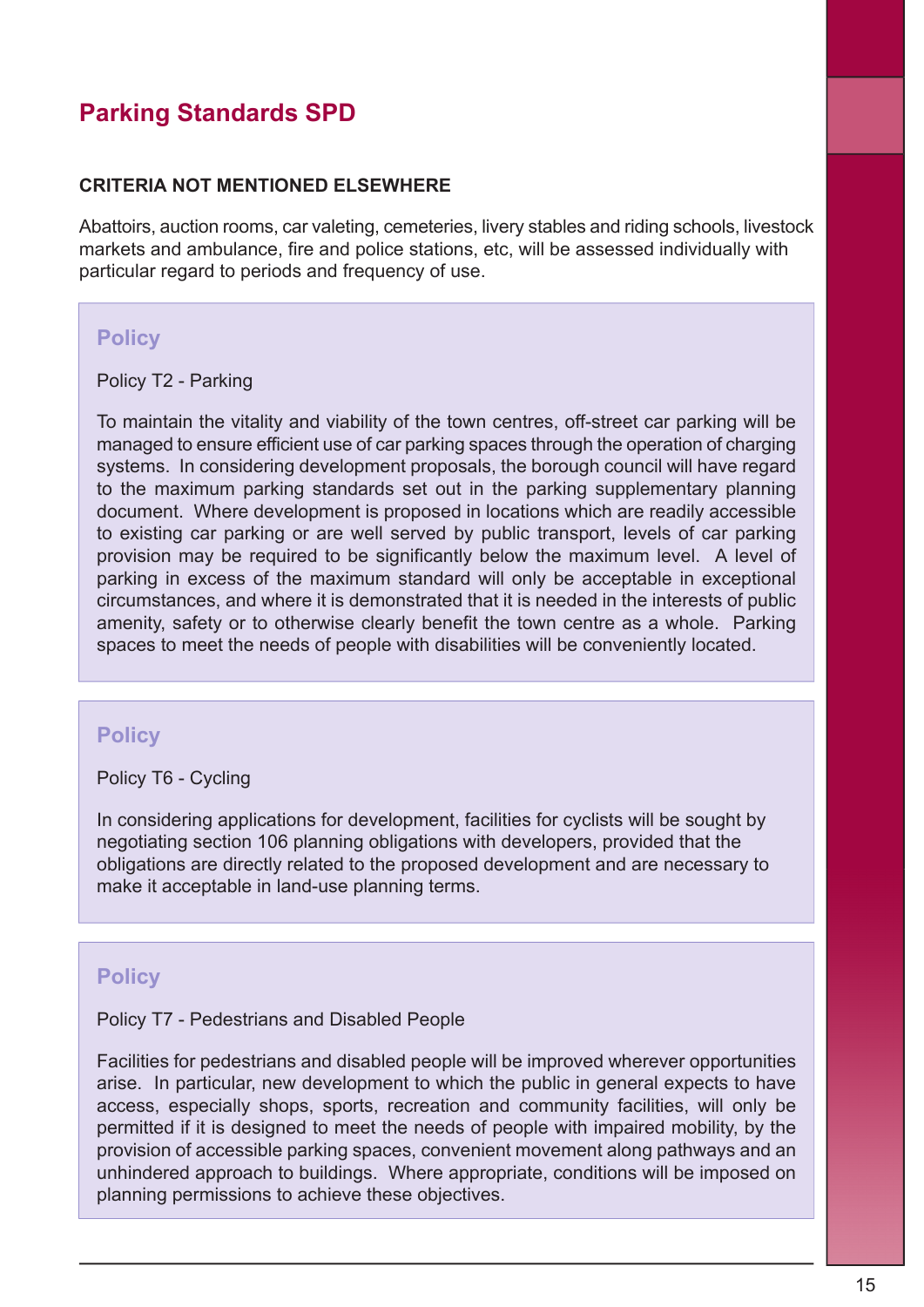# Parking Standards SPD

## CRITERIA NOT MENTIONED ELSEWHERE

Abattoirs, auction rooms, car valeting, cemeteries, livery stables and riding schools, livestock markets and ambulance, fire and police stations, etc, will be assessed individually with particular regard to periods and frequency of use.

### Policy

Policy T2 - Parking

To maintain the vitality and viability of the town centres, off-street car parking will be managed to ensure efficient use of car parking spaces through the operation of charging systems. In considering development proposals, the borough council will have regard to the maximum parking standards set out in the parking supplementary planning document. Where development is proposed in locations which are readily accessible to existing car parking or are well served by public transport, levels of car parking provision may be required to be significantly below the maximum level. A level of parking in excess of the maximum standard will only be acceptable in exceptional circumstances, and where it is demonstrated that it is needed in the interests of public amenity, safety or to otherwise clearly benefit the town centre as a whole. Parking spaces to meet the needs of people with disabilities will be conveniently located.

### Policy

Policy T6 - Cycling

In considering applications for development, facilities for cyclists will be sought by negotiating section 106 planning obligations with developers, provided that the obligations are directly related to the proposed development and are necessary to make it acceptable in land-use planning terms.

### Policy

Policy T7 - Pedestrians and Disabled People

Facilities for pedestrians and disabled people will be improved wherever opportunities arise. In particular, new development to which the public in general expects to have access, especially shops, sports, recreation and community facilities, will only be permitted if it is designed to meet the needs of people with impaired mobility, by the provision of accessible parking spaces, convenient movement along pathways and an unhindered approach to buildings. Where appropriate, conditions will be imposed on planning permissions to achieve these objectives.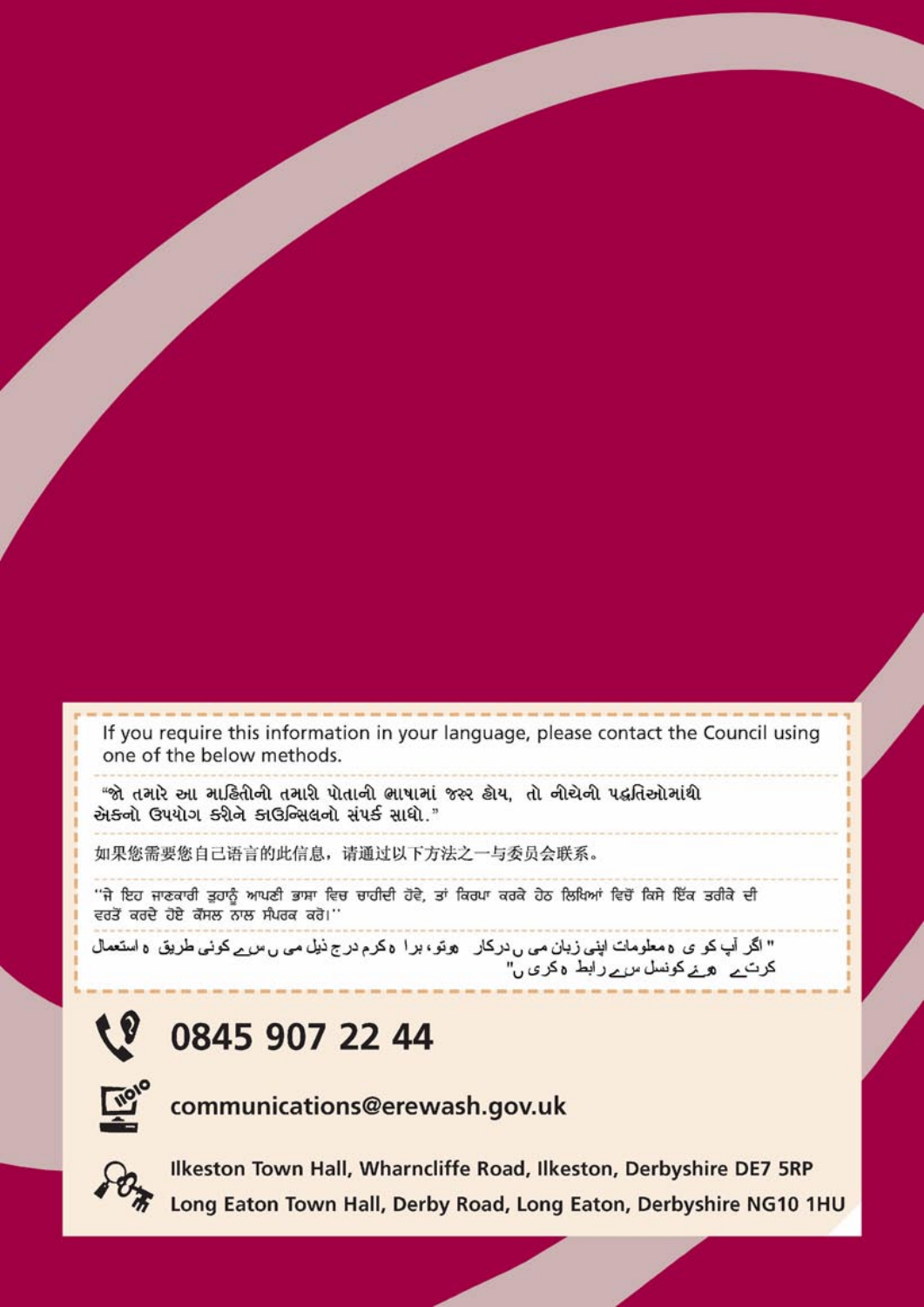If you require this information in your language, please contact the Council using one of the below methods.

“જો તમારે આ માહિતીની તમારી પોતાની ભાષામાં જરૂર હોય, તો નીચેની પદ્ધતિઓમાંથી એકનો ઉપયોગ કરીને કાઉન્સિલનો સંપર્ક સાધો.”

如果您需要您自己语言的此信息，请通过以下方法之一与委员会联系。

“ਜੇ ਇਹ ਜਾਣਕਾਰੀ ਤੁਹਾਨੂੰ ਆਪਣੀ ਭਾਸ਼ਾ ਵਿਚ ਚਾਹੀਦੀ ਹੋਵੇ, ਤਾਂ ਕਿਰਪਾ ਕਰਕੇ ਹੇਠ ਲਿਖਿਆਂ ਵਿਚੋਂ ਕਿਸੇ ਇੱਕ ਤਰੀਕੇ ਦੀ ਵਰਤੋਂ ਕਰਦੇ ਹੋਏ ਕੌਂਸਲ ਨਾਲ ਸੰਪਰਕ ਕਰੋ।”

"اگر آپ کو یہ معلومات اپنی زبان میں درکار ہو تو، براہ کرم درج ذیل میں سے کوئی طریقہ استعمال کرتے ہوئے کونسل سے رابطہ کریں"

**0845 907 22 44**

**communications@erewash.gov.uk**

**Ilkeston Town Hall, Wharncliffe Road, Ilkeston, Derbyshire DE7 5RP**

**Long Eaton Town Hall, Derby Road, Long Eaton, Derbyshire NG10 1HU**